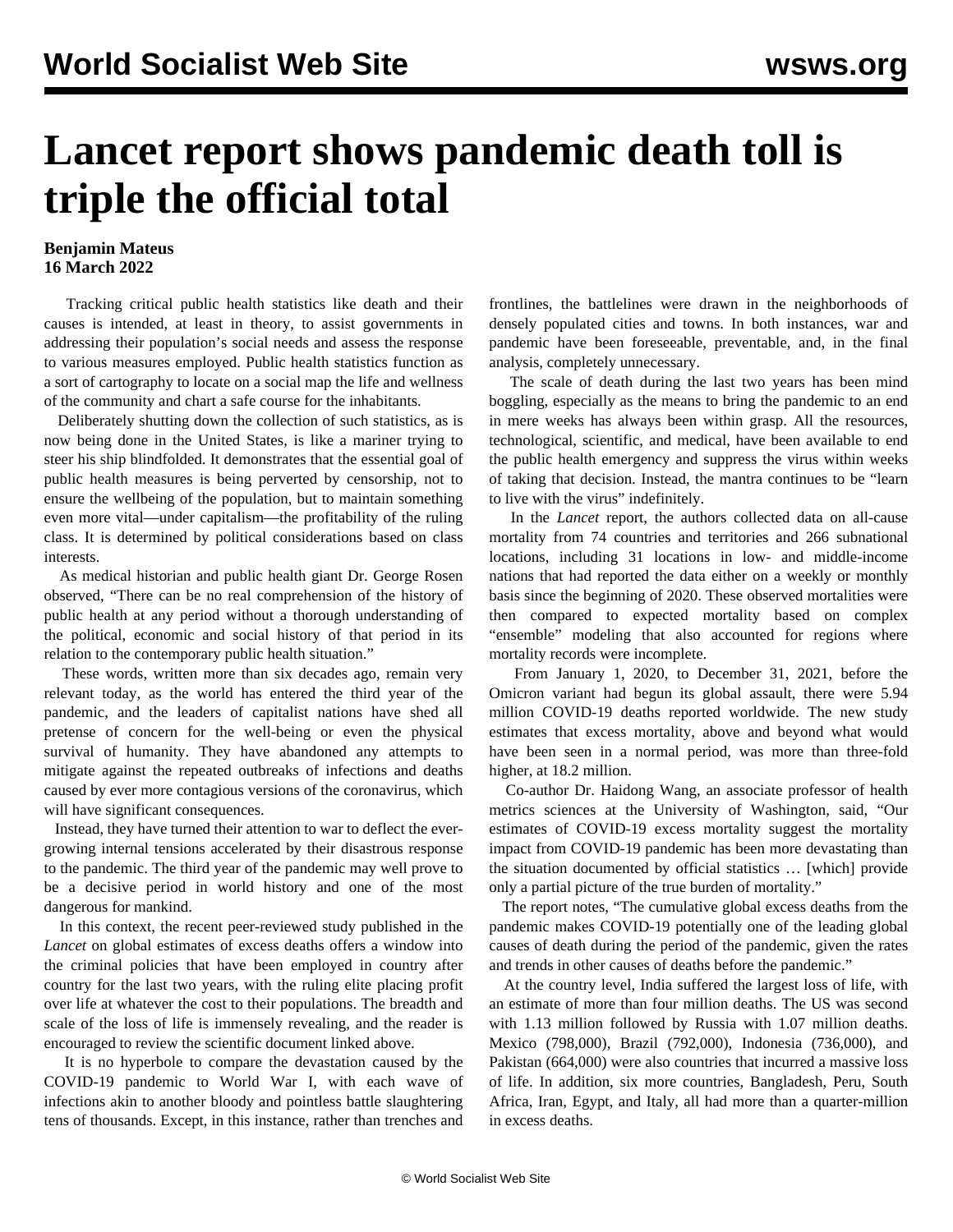# Lancet report shows pandemic death toll is triple the official total

**Benjamin Mateus**
**16 March 2022**

Tracking critical public health statistics like death and their causes is intended, at least in theory, to assist governments in addressing their population's social needs and assess the response to various measures employed. Public health statistics function as a sort of cartography to locate on a social map the life and wellness of the community and chart a safe course for the inhabitants.

Deliberately shutting down the collection of such statistics, as is now being done in the United States, is like a mariner trying to steer his ship blindfolded. It demonstrates that the essential goal of public health measures is being perverted by censorship, not to ensure the wellbeing of the population, but to maintain something even more vital—under capitalism—the profitability of the ruling class. It is determined by political considerations based on class interests.

As medical historian and public health giant Dr. George Rosen observed, "There can be no real comprehension of the history of public health at any period without a thorough understanding of the political, economic and social history of that period in its relation to the contemporary public health situation."

These words, written more than six decades ago, remain very relevant today, as the world has entered the third year of the pandemic, and the leaders of capitalist nations have shed all pretense of concern for the well-being or even the physical survival of humanity. They have abandoned any attempts to mitigate against the repeated outbreaks of infections and deaths caused by ever more contagious versions of the coronavirus, which will have significant consequences.

Instead, they have turned their attention to war to deflect the ever-growing internal tensions accelerated by their disastrous response to the pandemic. The third year of the pandemic may well prove to be a decisive period in world history and one of the most dangerous for mankind.

In this context, the recent peer-reviewed study published in the *Lancet* on global estimates of excess deaths offers a window into the criminal policies that have been employed in country after country for the last two years, with the ruling elite placing profit over life at whatever the cost to their populations. The breadth and scale of the loss of life is immensely revealing, and the reader is encouraged to review the scientific document linked above.

It is no hyperbole to compare the devastation caused by the COVID-19 pandemic to World War I, with each wave of infections akin to another bloody and pointless battle slaughtering tens of thousands. Except, in this instance, rather than trenches and frontlines, the battlelines were drawn in the neighborhoods of densely populated cities and towns. In both instances, war and pandemic have been foreseeable, preventable, and, in the final analysis, completely unnecessary.

The scale of death during the last two years has been mind boggling, especially as the means to bring the pandemic to an end in mere weeks has always been within grasp. All the resources, technological, scientific, and medical, have been available to end the public health emergency and suppress the virus within weeks of taking that decision. Instead, the mantra continues to be "learn to live with the virus" indefinitely.

In the *Lancet* report, the authors collected data on all-cause mortality from 74 countries and territories and 266 subnational locations, including 31 locations in low- and middle-income nations that had reported the data either on a weekly or monthly basis since the beginning of 2020. These observed mortalities were then compared to expected mortality based on complex "ensemble" modeling that also accounted for regions where mortality records were incomplete.

From January 1, 2020, to December 31, 2021, before the Omicron variant had begun its global assault, there were 5.94 million COVID-19 deaths reported worldwide. The new study estimates that excess mortality, above and beyond what would have been seen in a normal period, was more than three-fold higher, at 18.2 million.

Co-author Dr. Haidong Wang, an associate professor of health metrics sciences at the University of Washington, said, "Our estimates of COVID-19 excess mortality suggest the mortality impact from COVID-19 pandemic has been more devastating than the situation documented by official statistics … [which] provide only a partial picture of the true burden of mortality."

The report notes, "The cumulative global excess deaths from the pandemic makes COVID-19 potentially one of the leading global causes of death during the period of the pandemic, given the rates and trends in other causes of deaths before the pandemic."

At the country level, India suffered the largest loss of life, with an estimate of more than four million deaths. The US was second with 1.13 million followed by Russia with 1.07 million deaths. Mexico (798,000), Brazil (792,000), Indonesia (736,000), and Pakistan (664,000) were also countries that incurred a massive loss of life. In addition, six more countries, Bangladesh, Peru, South Africa, Iran, Egypt, and Italy, all had more than a quarter-million in excess deaths.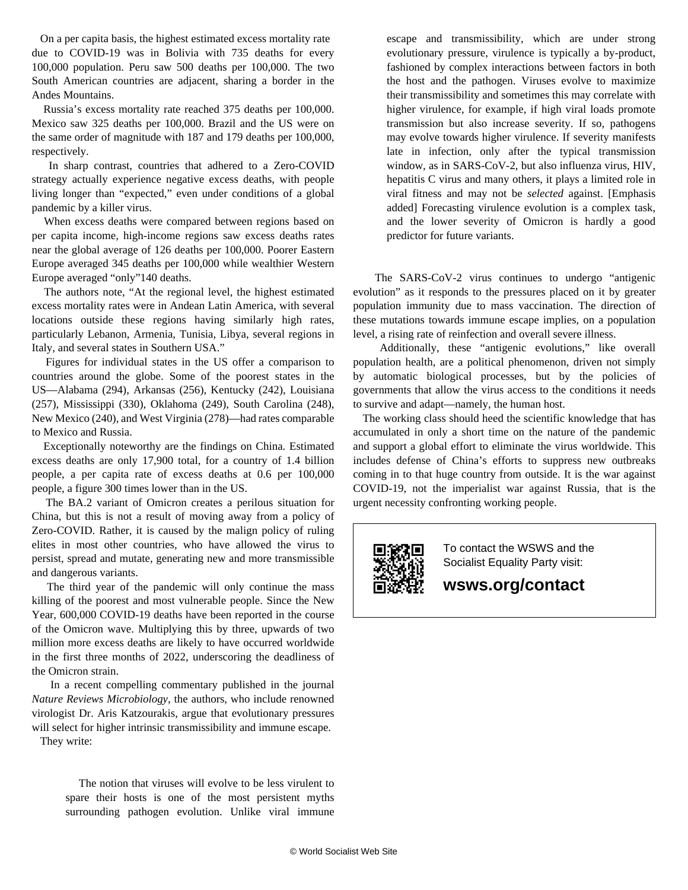On a per capita basis, the highest estimated excess mortality rate due to COVID-19 was in Bolivia with 735 deaths for every 100,000 population. Peru saw 500 deaths per 100,000. The two South American countries are adjacent, sharing a border in the Andes Mountains.

Russia's excess mortality rate reached 375 deaths per 100,000. Mexico saw 325 deaths per 100,000. Brazil and the US were on the same order of magnitude with 187 and 179 deaths per 100,000, respectively.

In sharp contrast, countries that adhered to a Zero-COVID strategy actually experience negative excess deaths, with people living longer than "expected," even under conditions of a global pandemic by a killer virus.

When excess deaths were compared between regions based on per capita income, high-income regions saw excess deaths rates near the global average of 126 deaths per 100,000. Poorer Eastern Europe averaged 345 deaths per 100,000 while wealthier Western Europe averaged "only"140 deaths.

The authors note, "At the regional level, the highest estimated excess mortality rates were in Andean Latin America, with several locations outside these regions having similarly high rates, particularly Lebanon, Armenia, Tunisia, Libya, several regions in Italy, and several states in Southern USA."

Figures for individual states in the US offer a comparison to countries around the globe. Some of the poorest states in the US—Alabama (294), Arkansas (256), Kentucky (242), Louisiana (257), Mississippi (330), Oklahoma (249), South Carolina (248), New Mexico (240), and West Virginia (278)—had rates comparable to Mexico and Russia.

Exceptionally noteworthy are the findings on China. Estimated excess deaths are only 17,900 total, for a country of 1.4 billion people, a per capita rate of excess deaths at 0.6 per 100,000 people, a figure 300 times lower than in the US.

The BA.2 variant of Omicron creates a perilous situation for China, but this is not a result of moving away from a policy of Zero-COVID. Rather, it is caused by the malign policy of ruling elites in most other countries, who have allowed the virus to persist, spread and mutate, generating new and more transmissible and dangerous variants.

The third year of the pandemic will only continue the mass killing of the poorest and most vulnerable people. Since the New Year, 600,000 COVID-19 deaths have been reported in the course of the Omicron wave. Multiplying this by three, upwards of two million more excess deaths are likely to have occurred worldwide in the first three months of 2022, underscoring the deadliness of the Omicron strain.

In a recent compelling commentary published in the journal *Nature Reviews Microbiology*, the authors, who include renowned virologist Dr. Aris Katzourakis, argue that evolutionary pressures will select for higher intrinsic transmissibility and immune escape.

They write:

> The notion that viruses will evolve to be less virulent to spare their hosts is one of the most persistent myths surrounding pathogen evolution. Unlike viral immune escape and transmissibility, which are under strong evolutionary pressure, virulence is typically a by-product, fashioned by complex interactions between factors in both the host and the pathogen. Viruses evolve to maximize their transmissibility and sometimes this may correlate with higher virulence, for example, if high viral loads promote transmission but also increase severity. If so, pathogens may evolve towards higher virulence. If severity manifests late in infection, only after the typical transmission window, as in SARS-CoV-2, but also influenza virus, HIV, hepatitis C virus and many others, it plays a limited role in viral fitness and may not be *selected* against. [Emphasis added] Forecasting virulence evolution is a complex task, and the lower severity of Omicron is hardly a good predictor for future variants.

The SARS-CoV-2 virus continues to undergo "antigenic evolution" as it responds to the pressures placed on it by greater population immunity due to mass vaccination. The direction of these mutations towards immune escape implies, on a population level, a rising rate of reinfection and overall severe illness.

Additionally, these "antigenic evolutions," like overall population health, are a political phenomenon, driven not simply by automatic biological processes, but by the policies of governments that allow the virus access to the conditions it needs to survive and adapt—namely, the human host.

The working class should heed the scientific knowledge that has accumulated in only a short time on the nature of the pandemic and support a global effort to eliminate the virus worldwide. This includes defense of China's efforts to suppress new outbreaks coming in to that huge country from outside. It is the war against COVID-19, not the imperialist war against Russia, that is the urgent necessity confronting working people.

To contact the WSWS and the Socialist Equality Party visit:

**wsws.org/contact**